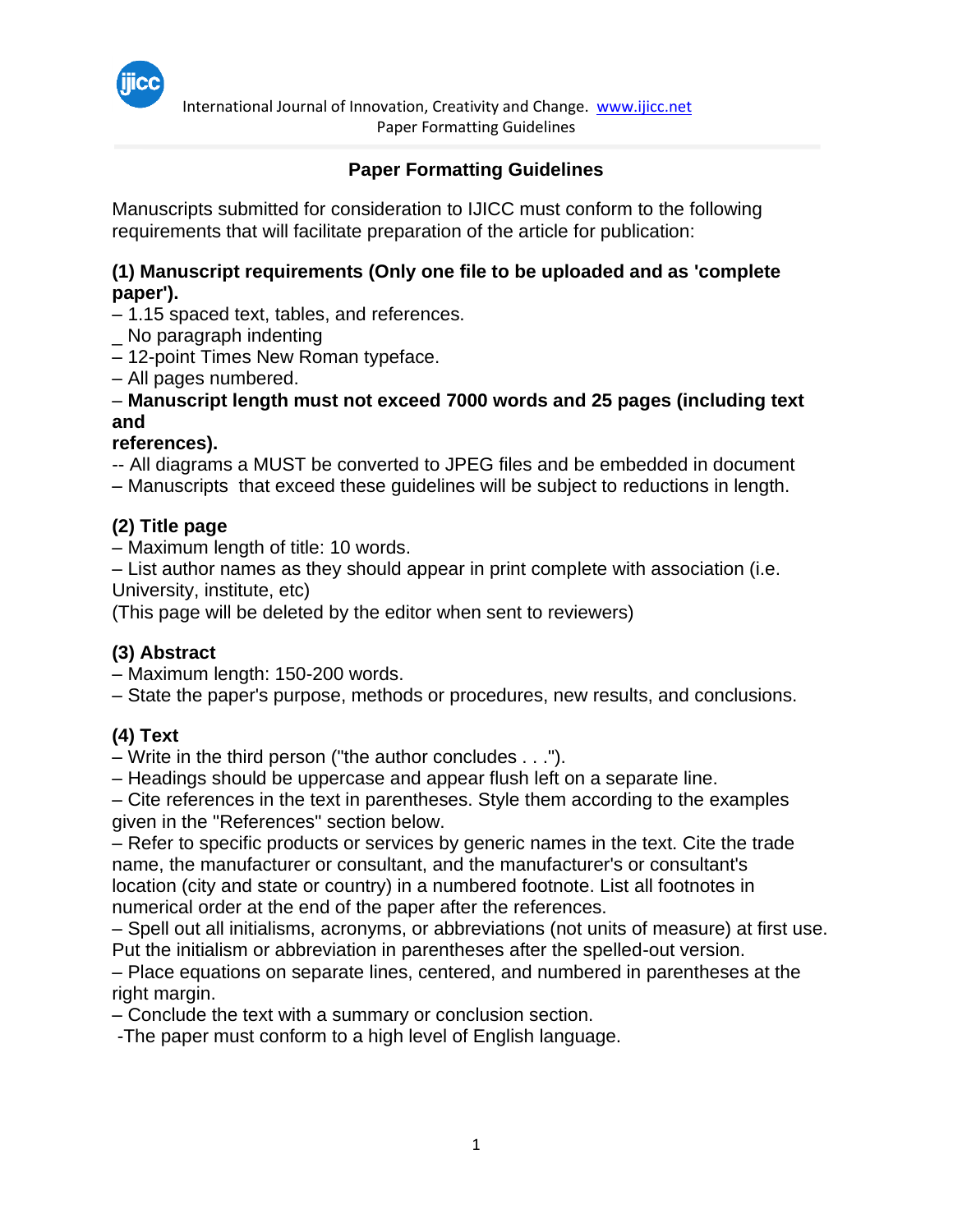## Paper Formatting Guidelines

Manuscripts submitted for consideration to IJICC must conform to the following requirements that will facilitate preparation of the article for publication:

**(1) Manuscript requirements (Only one file to be uploaded and as 'complete paper').**

– 1.15 spaced text, tables, and references.
_ No paragraph indenting
– 12-point Times New Roman typeface.
– All pages numbered.
– **Manuscript length must not exceed 7000 words and 25 pages (including text and references).**
-- All diagrams a MUST be converted to JPEG files and be embedded in document
– Manuscripts that exceed these guidelines will be subject to reductions in length.

**(2) Title page**

– Maximum length of title: 10 words.
– List author names as they should appear in print complete with association (i.e. University, institute, etc)
(This page will be deleted by the editor when sent to reviewers)

**(3) Abstract**

– Maximum length: 150-200 words.
– State the paper's purpose, methods or procedures, new results, and conclusions.

**(4) Text**

– Write in the third person ("the author concludes . . .").
– Headings should be uppercase and appear flush left on a separate line.
– Cite references in the text in parentheses. Style them according to the examples given in the "References" section below.
– Refer to specific products or services by generic names in the text. Cite the trade name, the manufacturer or consultant, and the manufacturer's or consultant's location (city and state or country) in a numbered footnote. List all footnotes in numerical order at the end of the paper after the references.
– Spell out all initialisms, acronyms, or abbreviations (not units of measure) at first use. Put the initialism or abbreviation in parentheses after the spelled-out version.
– Place equations on separate lines, centered, and numbered in parentheses at the right margin.
– Conclude the text with a summary or conclusion section.
-The paper must conform to a high level of English language.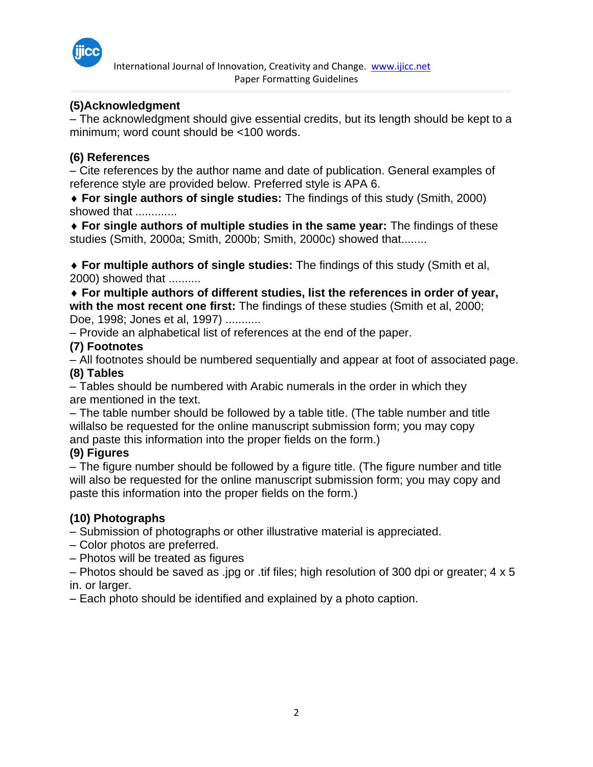**(5)Acknowledgment**

– The acknowledgment should give essential credits, but its length should be kept to a minimum; word count should be <100 words.

**(6) References**

– Cite references by the author name and date of publication. General examples of reference style are provided below. Preferred style is APA 6.

♦ **For single authors of single studies:** The findings of this study (Smith, 2000) showed that *.............*

♦ **For single authors of multiple studies in the same year:** The findings of these studies (Smith, 2000a; Smith, 2000b; Smith, 2000c) showed that........

♦ **For multiple authors of single studies:** The findings of this study (Smith et al, 2000) showed that ..........

♦ **For multiple authors of different studies, list the references in order of year, with the most recent one first:** The findings of these studies (Smith et al, 2000; Doe, 1998; Jones et al, 1997) ...........

– Provide an alphabetical list of references at the end of the paper.

**(7) Footnotes**

– All footnotes should be numbered sequentially and appear at foot of associated page.

**(8) Tables**

– Tables should be numbered with Arabic numerals in the order in which they are mentioned in the text.

– The table number should be followed by a table title. (The table number and title willalso be requested for the online manuscript submission form; you may copy and paste this information into the proper fields on the form.)

**(9) Figures**

– The figure number should be followed by a figure title. (The figure number and title will also be requested for the online manuscript submission form; you may copy and paste this information into the proper fields on the form.)

**(10) Photographs**

– Submission of photographs or other illustrative material is appreciated.

– Color photos are preferred.

– Photos will be treated as figures

– Photos should be saved as .jpg or .tif files; high resolution of 300 dpi or greater; 4 x 5 in. or larger.

– Each photo should be identified and explained by a photo caption.